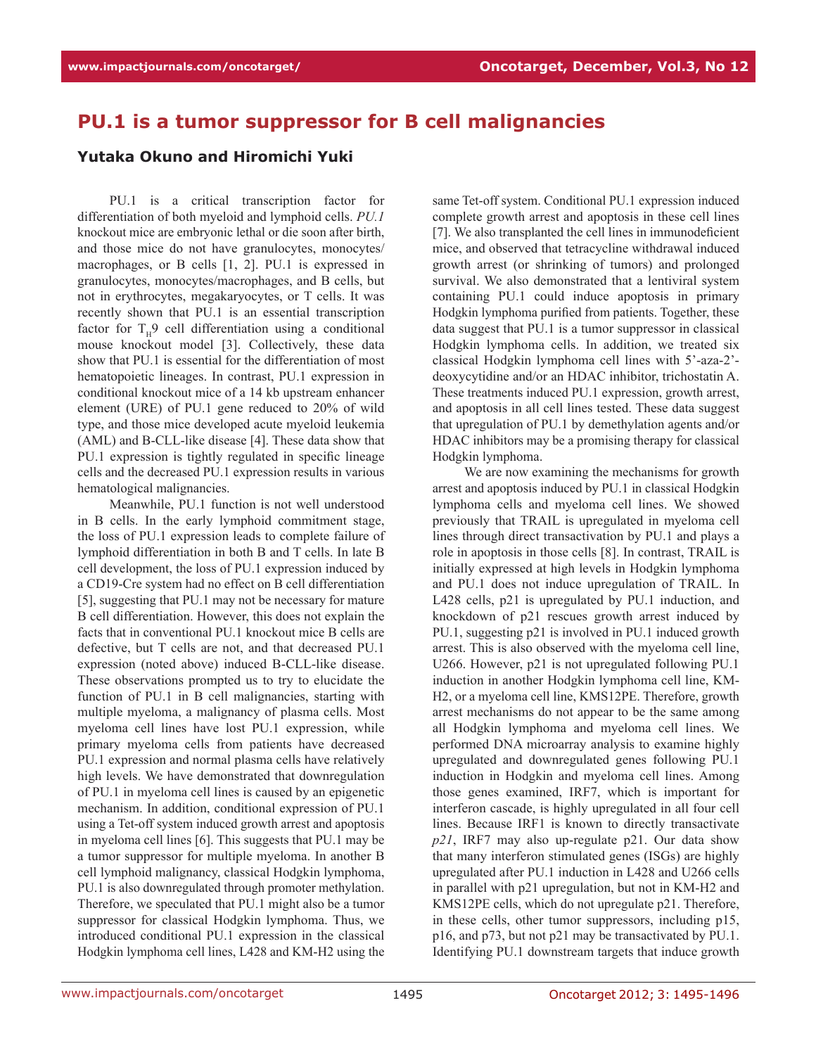# PU.1 is a tumor suppressor for B cell malignancies

**Yutaka Okuno and Hiromichi Yuki**

PU.1 is a critical transcription factor for differentiation of both myeloid and lymphoid cells. *PU.1* knockout mice are embryonic lethal or die soon after birth, and those mice do not have granulocytes, monocytes/macrophages, or B cells [1, 2]. PU.1 is expressed in granulocytes, monocytes/macrophages, and B cells, but not in erythrocytes, megakaryocytes, or T cells. It was recently shown that PU.1 is an essential transcription factor for $T_H9$ cell differentiation using a conditional mouse knockout model [3]. Collectively, these data show that PU.1 is essential for the differentiation of most hematopoietic lineages. In contrast, PU.1 expression in conditional knockout mice of a 14 kb upstream enhancer element (URE) of PU.1 gene reduced to 20% of wild type, and those mice developed acute myeloid leukemia (AML) and B-CLL-like disease [4]. These data show that PU.1 expression is tightly regulated in specific lineage cells and the decreased PU.1 expression results in various hematological malignancies.

Meanwhile, PU.1 function is not well understood in B cells. In the early lymphoid commitment stage, the loss of PU.1 expression leads to complete failure of lymphoid differentiation in both B and T cells. In late B cell development, the loss of PU.1 expression induced by a CD19-Cre system had no effect on B cell differentiation [5], suggesting that PU.1 may not be necessary for mature B cell differentiation. However, this does not explain the facts that in conventional PU.1 knockout mice B cells are defective, but T cells are not, and that decreased PU.1 expression (noted above) induced B-CLL-like disease. These observations prompted us to try to elucidate the function of PU.1 in B cell malignancies, starting with multiple myeloma, a malignancy of plasma cells. Most myeloma cell lines have lost PU.1 expression, while primary myeloma cells from patients have decreased PU.1 expression and normal plasma cells have relatively high levels. We have demonstrated that downregulation of PU.1 in myeloma cell lines is caused by an epigenetic mechanism. In addition, conditional expression of PU.1 using a Tet-off system induced growth arrest and apoptosis in myeloma cell lines [6]. This suggests that PU.1 may be a tumor suppressor for multiple myeloma. In another B cell lymphoid malignancy, classical Hodgkin lymphoma, PU.1 is also downregulated through promoter methylation. Therefore, we speculated that PU.1 might also be a tumor suppressor for classical Hodgkin lymphoma. Thus, we introduced conditional PU.1 expression in the classical Hodgkin lymphoma cell lines, L428 and KM-H2 using the same Tet-off system. Conditional PU.1 expression induced complete growth arrest and apoptosis in these cell lines [7]. We also transplanted the cell lines in immunodeficient mice, and observed that tetracycline withdrawal induced growth arrest (or shrinking of tumors) and prolonged survival. We also demonstrated that a lentiviral system containing PU.1 could induce apoptosis in primary Hodgkin lymphoma purified from patients. Together, these data suggest that PU.1 is a tumor suppressor in classical Hodgkin lymphoma cells. In addition, we treated six classical Hodgkin lymphoma cell lines with 5'-aza-2'-deoxycytidine and/or an HDAC inhibitor, trichostatin A. These treatments induced PU.1 expression, growth arrest, and apoptosis in all cell lines tested. These data suggest that upregulation of PU.1 by demethylation agents and/or HDAC inhibitors may be a promising therapy for classical Hodgkin lymphoma.

We are now examining the mechanisms for growth arrest and apoptosis induced by PU.1 in classical Hodgkin lymphoma cells and myeloma cell lines. We showed previously that TRAIL is upregulated in myeloma cell lines through direct transactivation by PU.1 and plays a role in apoptosis in those cells [8]. In contrast, TRAIL is initially expressed at high levels in Hodgkin lymphoma and PU.1 does not induce upregulation of TRAIL. In L428 cells, p21 is upregulated by PU.1 induction, and knockdown of p21 rescues growth arrest induced by PU.1, suggesting p21 is involved in PU.1 induced growth arrest. This is also observed with the myeloma cell line, U266. However, p21 is not upregulated following PU.1 induction in another Hodgkin lymphoma cell line, KM-H2, or a myeloma cell line, KMS12PE. Therefore, growth arrest mechanisms do not appear to be the same among all Hodgkin lymphoma and myeloma cell lines. We performed DNA microarray analysis to examine highly upregulated and downregulated genes following PU.1 induction in Hodgkin and myeloma cell lines. Among those genes examined, IRF7, which is important for interferon cascade, is highly upregulated in all four cell lines. Because IRF1 is known to directly transactivate *p21*, IRF7 may also up-regulate p21. Our data show that many interferon stimulated genes (ISGs) are highly upregulated after PU.1 induction in L428 and U266 cells in parallel with p21 upregulation, but not in KM-H2 and KMS12PE cells, which do not upregulate p21. Therefore, in these cells, other tumor suppressors, including p15, p16, and p73, but not p21 may be transactivated by PU.1. Identifying PU.1 downstream targets that induce growth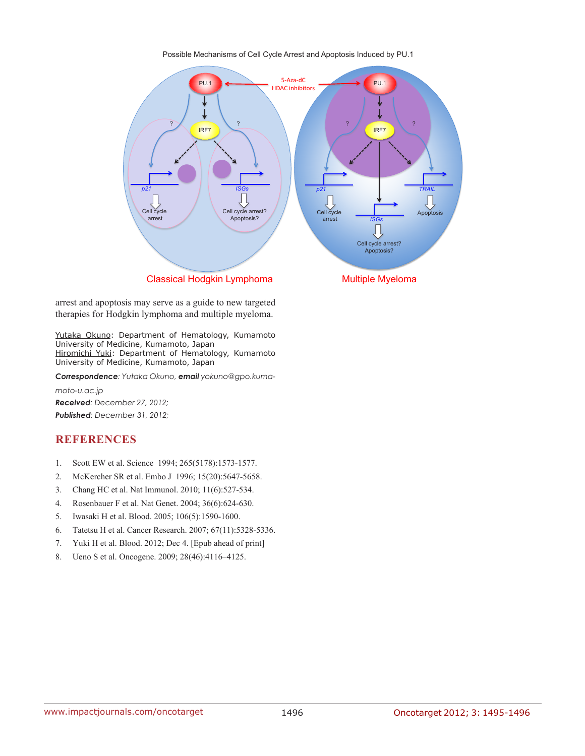Possible Mechanisms of Cell Cycle Arrest and Apoptosis Induced by PU.1

5-Aza-dC
HDAC inhibitors

PU.1
IRF7
?
p21
Cell cycle arrest
ISGs
Cell cycle arrest? Apoptosis?
TRAIL
Apoptosis

Classical Hodgkin Lymphoma

Multiple Myeloma

arrest and apoptosis may serve as a guide to new targeted therapies for Hodgkin lymphoma and multiple myeloma.

Yutaka Okuno: Department of Hematology, Kumamoto University of Medicine, Kumamoto, Japan
Hiromichi Yuki: Department of Hematology, Kumamoto University of Medicine, Kumamoto, Japan

***Correspondence***: *Yutaka Okuno*, ***email*** *yokuno@gpo.kumamoto-u.ac.jp*

***Received***: *December 27, 2012;*

***Published***: *December 31, 2012;*

## REFERENCES

1. Scott EW et al. Science 1994; 265(5178):1573-1577.
2. McKercher SR et al. Embo J 1996; 15(20):5647-5658.
3. Chang HC et al. Nat Immunol. 2010; 11(6):527-534.
4. Rosenbauer F et al. Nat Genet. 2004; 36(6):624-630.
5. Iwasaki H et al. Blood. 2005; 106(5):1590-1600.
6. Tatetsu H et al. Cancer Research. 2007; 67(11):5328-5336.
7. Yuki H et al. Blood. 2012; Dec 4. [Epub ahead of print]
8. Ueno S et al. Oncogene. 2009; 28(46):4116–4125.